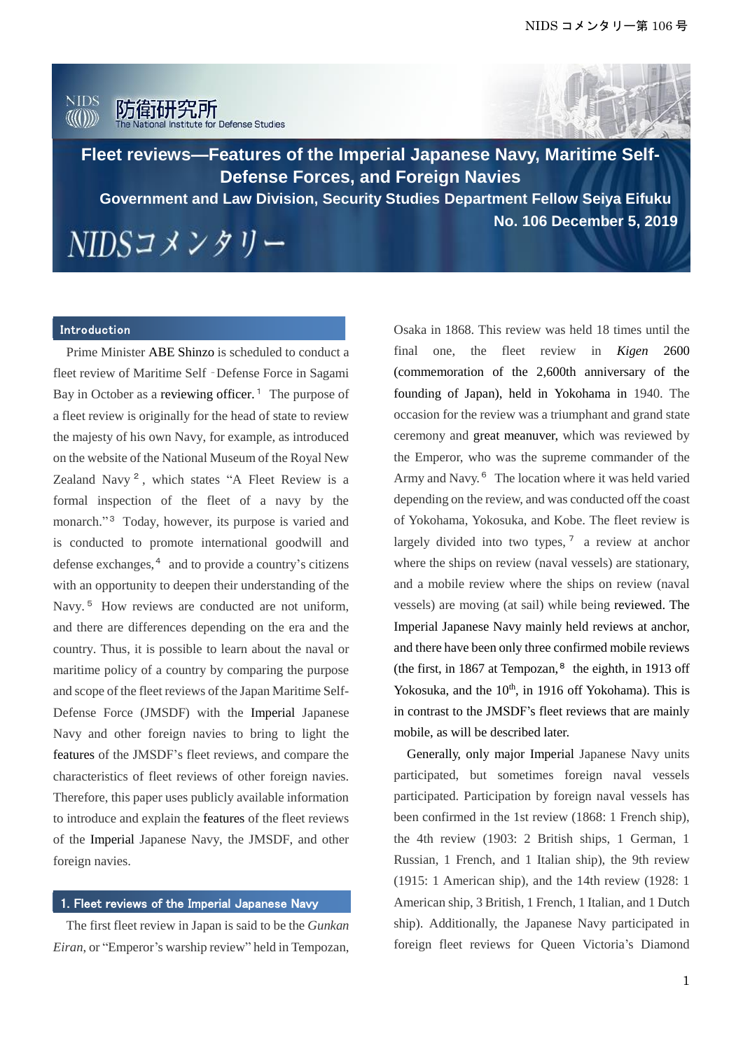# Fleet reviews—Features of the Imperial Japanese Navy, Maritime Self-Defense Forces, and Foreign Navies

**Government and Law Division, Security Studies Department Fellow Seiya Eifuku**

**No. 106 December 5, 2019**

NIDSコメンタリー

## Introduction

Prime Minister ABE Shinzo is scheduled to conduct a fleet review of Maritime Self‐Defense Force in Sagami Bay in October as a reviewing officer.[1] The purpose of a fleet review is originally for the head of state to review the majesty of his own Navy, for example, as introduced on the website of the National Museum of the Royal New Zealand Navy[2], which states "A Fleet Review is a formal inspection of the fleet of a navy by the monarch."[3] Today, however, its purpose is varied and is conducted to promote international goodwill and defense exchanges,[4] and to provide a country's citizens with an opportunity to deepen their understanding of the Navy.[5] How reviews are conducted are not uniform, and there are differences depending on the era and the country. Thus, it is possible to learn about the naval or maritime policy of a country by comparing the purpose and scope of the fleet reviews of the Japan Maritime Self-Defense Force (JMSDF) with the Imperial Japanese Navy and other foreign navies to bring to light the features of the JMSDF's fleet reviews, and compare the characteristics of fleet reviews of other foreign navies. Therefore, this paper uses publicly available information to introduce and explain the features of the fleet reviews of the Imperial Japanese Navy, the JMSDF, and other foreign navies.

## 1. Fleet reviews of the Imperial Japanese Navy

The first fleet review in Japan is said to be the *Gunkan Eiran*, or "Emperor's warship review" held in Tempozan, Osaka in 1868. This review was held 18 times until the final one, the fleet review in *Kigen* 2600 (commemoration of the 2,600th anniversary of the founding of Japan), held in Yokohama in 1940. The occasion for the review was a triumphant and grand state ceremony and great meanuver, which was reviewed by the Emperor, who was the supreme commander of the Army and Navy.[6] The location where it was held varied depending on the review, and was conducted off the coast of Yokohama, Yokosuka, and Kobe. The fleet review is largely divided into two types,[7] a review at anchor where the ships on review (naval vessels) are stationary, and a mobile review where the ships on review (naval vessels) are moving (at sail) while being reviewed. The Imperial Japanese Navy mainly held reviews at anchor, and there have been only three confirmed mobile reviews (the first, in 1867 at Tempozan,[8] the eighth, in 1913 off Yokosuka, and the 10th, in 1916 off Yokohama). This is in contrast to the JMSDF's fleet reviews that are mainly mobile, as will be described later.

Generally, only major Imperial Japanese Navy units participated, but sometimes foreign naval vessels participated. Participation by foreign naval vessels has been confirmed in the 1st review (1868: 1 French ship), the 4th review (1903: 2 British ships, 1 German, 1 Russian, 1 French, and 1 Italian ship), the 9th review (1915: 1 American ship), and the 14th review (1928: 1 American ship, 3 British, 1 French, 1 Italian, and 1 Dutch ship). Additionally, the Japanese Navy participated in foreign fleet reviews for Queen Victoria's Diamond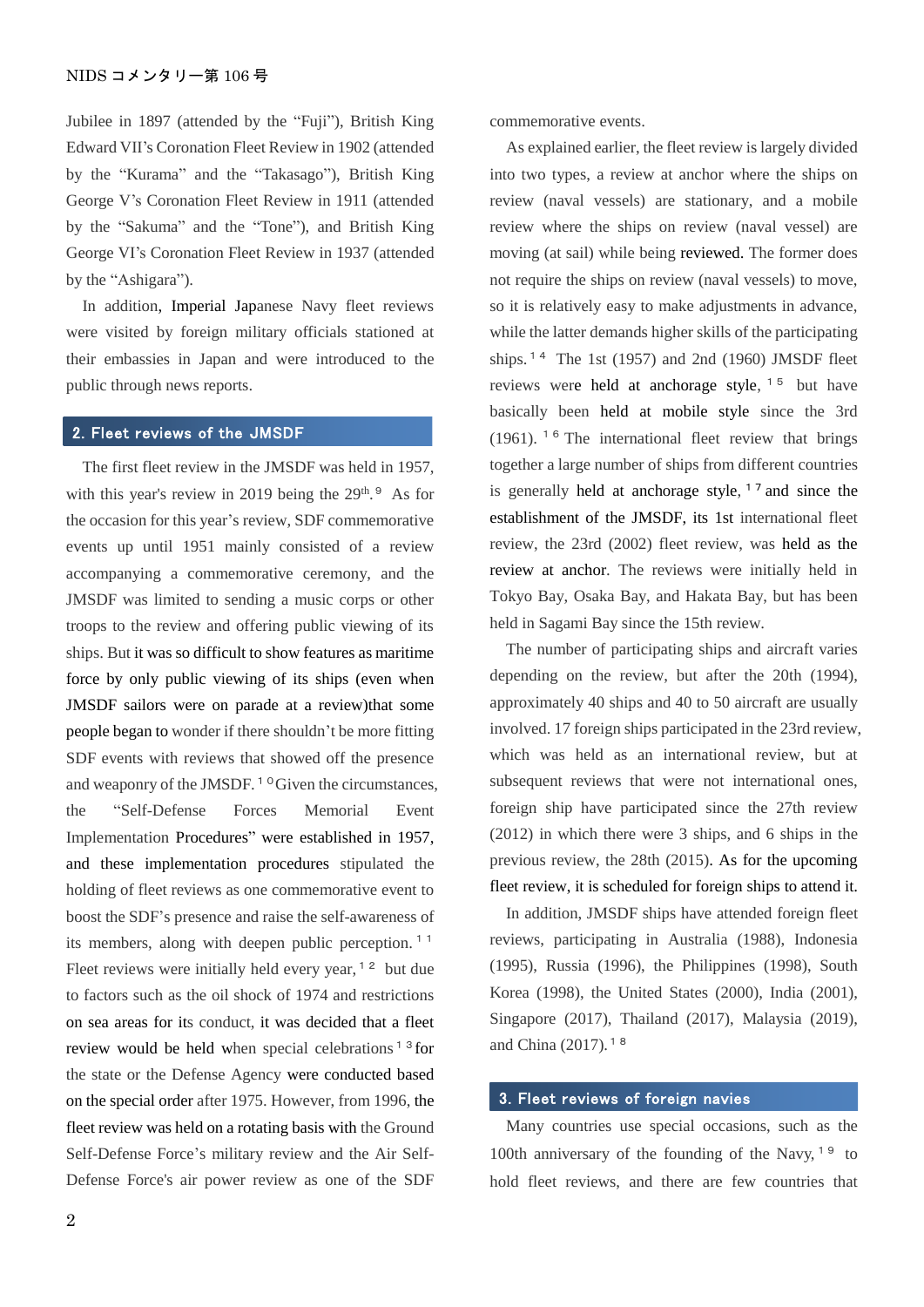Jubilee in 1897 (attended by the "Fuji"), British King Edward VII's Coronation Fleet Review in 1902 (attended by the "Kurama" and the "Takasago"), British King George V's Coronation Fleet Review in 1911 (attended by the "Sakuma" and the "Tone"), and British King George VI's Coronation Fleet Review in 1937 (attended by the "Ashigara").

In addition, Imperial Japanese Navy fleet reviews were visited by foreign military officials stationed at their embassies in Japan and were introduced to the public through news reports.

## 2. Fleet reviews of the JMSDF

The first fleet review in the JMSDF was held in 1957, with this year's review in 2019 being the 29th.[9] As for the occasion for this year's review, SDF commemorative events up until 1951 mainly consisted of a review accompanying a commemorative ceremony, and the JMSDF was limited to sending a music corps or other troops to the review and offering public viewing of its ships. But it was so difficult to show features as maritime force by only public viewing of its ships (even when JMSDF sailors were on parade at a review)that some people began to wonder if there shouldn't be more fitting SDF events with reviews that showed off the presence and weaponry of the JMSDF.[10] Given the circumstances, the "Self-Defense Forces Memorial Event Implementation Procedures" were established in 1957, and these implementation procedures stipulated the holding of fleet reviews as one commemorative event to boost the SDF's presence and raise the self-awareness of its members, along with deepen public perception.[11] Fleet reviews were initially held every year,[12] but due to factors such as the oil shock of 1974 and restrictions on sea areas for its conduct, it was decided that a fleet review would be held when special celebrations[13] for the state or the Defense Agency were conducted based on the special order after 1975. However, from 1996, the fleet review was held on a rotating basis with the Ground Self-Defense Force's military review and the Air Self-Defense Force's air power review as one of the SDF commemorative events.

As explained earlier, the fleet review is largely divided into two types, a review at anchor where the ships on review (naval vessels) are stationary, and a mobile review where the ships on review (naval vessel) are moving (at sail) while being reviewed. The former does not require the ships on review (naval vessels) to move, so it is relatively easy to make adjustments in advance, while the latter demands higher skills of the participating ships.[14] The 1st (1957) and 2nd (1960) JMSDF fleet reviews were held at anchorage style,[15] but have basically been held at mobile style since the 3rd (1961).[16] The international fleet review that brings together a large number of ships from different countries is generally held at anchorage style,[17] and since the establishment of the JMSDF, its 1st international fleet review, the 23rd (2002) fleet review, was held as the review at anchor. The reviews were initially held in Tokyo Bay, Osaka Bay, and Hakata Bay, but has been held in Sagami Bay since the 15th review.

The number of participating ships and aircraft varies depending on the review, but after the 20th (1994), approximately 40 ships and 40 to 50 aircraft are usually involved. 17 foreign ships participated in the 23rd review, which was held as an international review, but at subsequent reviews that were not international ones, foreign ship have participated since the 27th review (2012) in which there were 3 ships, and 6 ships in the previous review, the 28th (2015). As for the upcoming fleet review, it is scheduled for foreign ships to attend it.

In addition, JMSDF ships have attended foreign fleet reviews, participating in Australia (1988), Indonesia (1995), Russia (1996), the Philippines (1998), South Korea (1998), the United States (2000), India (2001), Singapore (2017), Thailand (2017), Malaysia (2019), and China (2017).[18]

## 3. Fleet reviews of foreign navies

Many countries use special occasions, such as the 100th anniversary of the founding of the Navy,[19] to hold fleet reviews, and there are few countries that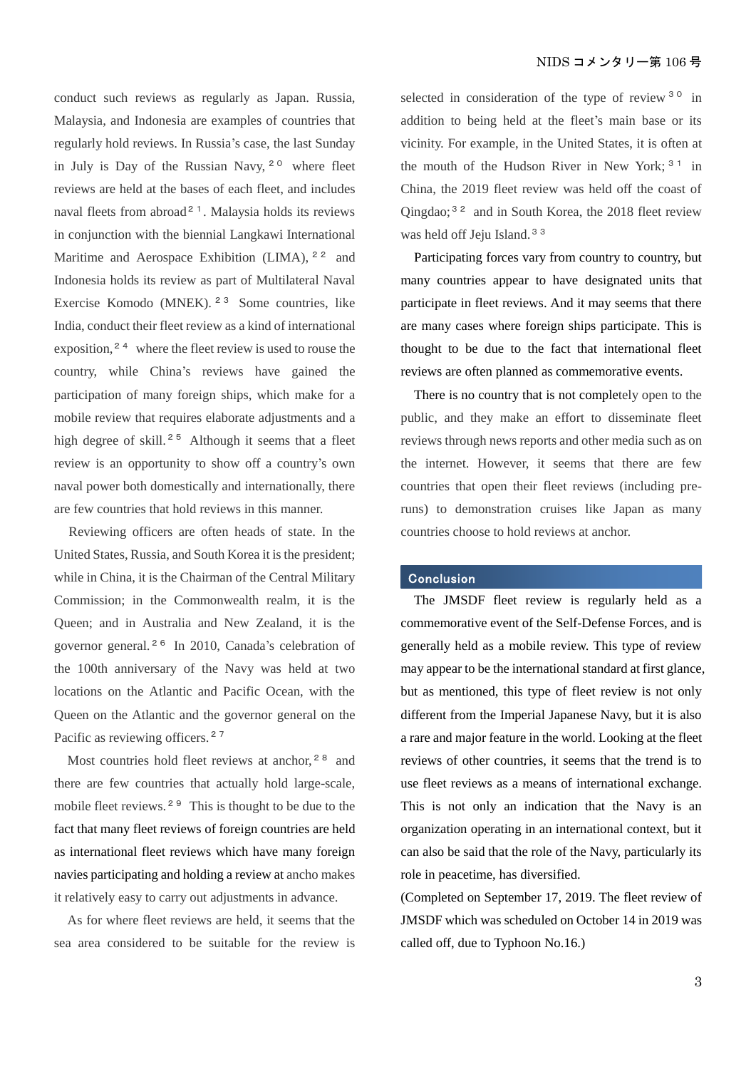conduct such reviews as regularly as Japan. Russia, Malaysia, and Indonesia are examples of countries that regularly hold reviews. In Russia's case, the last Sunday in July is Day of the Russian Navy,[20] where fleet reviews are held at the bases of each fleet, and includes naval fleets from abroad[21]. Malaysia holds its reviews in conjunction with the biennial Langkawi International Maritime and Aerospace Exhibition (LIMA),[22] and Indonesia holds its review as part of Multilateral Naval Exercise Komodo (MNEK).[23] Some countries, like India, conduct their fleet review as a kind of international exposition,[24] where the fleet review is used to rouse the country, while China's reviews have gained the participation of many foreign ships, which make for a mobile review that requires elaborate adjustments and a high degree of skill.[25] Although it seems that a fleet review is an opportunity to show off a country's own naval power both domestically and internationally, there are few countries that hold reviews in this manner.

Reviewing officers are often heads of state. In the United States, Russia, and South Korea it is the president; while in China, it is the Chairman of the Central Military Commission; in the Commonwealth realm, it is the Queen; and in Australia and New Zealand, it is the governor general.[26] In 2010, Canada's celebration of the 100th anniversary of the Navy was held at two locations on the Atlantic and Pacific Ocean, with the Queen on the Atlantic and the governor general on the Pacific as reviewing officers.[27]

Most countries hold fleet reviews at anchor,[28] and there are few countries that actually hold large-scale, mobile fleet reviews.[29] This is thought to be due to the fact that many fleet reviews of foreign countries are held as international fleet reviews which have many foreign navies participating and holding a review at ancho makes it relatively easy to carry out adjustments in advance.

As for where fleet reviews are held, it seems that the sea area considered to be suitable for the review is selected in consideration of the type of review[30] in addition to being held at the fleet's main base or its vicinity. For example, in the United States, it is often at the mouth of the Hudson River in New York;[31] in China, the 2019 fleet review was held off the coast of Qingdao;[32] and in South Korea, the 2018 fleet review was held off Jeju Island.[33]

Participating forces vary from country to country, but many countries appear to have designated units that participate in fleet reviews. And it may seems that there are many cases where foreign ships participate. This is thought to be due to the fact that international fleet reviews are often planned as commemorative events.

There is no country that is not completely open to the public, and they make an effort to disseminate fleet reviews through news reports and other media such as on the internet. However, it seems that there are few countries that open their fleet reviews (including pre-runs) to demonstration cruises like Japan as many countries choose to hold reviews at anchor.

## Conclusion

The JMSDF fleet review is regularly held as a commemorative event of the Self-Defense Forces, and is generally held as a mobile review. This type of review may appear to be the international standard at first glance, but as mentioned, this type of fleet review is not only different from the Imperial Japanese Navy, but it is also a rare and major feature in the world. Looking at the fleet reviews of other countries, it seems that the trend is to use fleet reviews as a means of international exchange. This is not only an indication that the Navy is an organization operating in an international context, but it can also be said that the role of the Navy, particularly its role in peacetime, has diversified.

(Completed on September 17, 2019. The fleet review of JMSDF which was scheduled on October 14 in 2019 was called off, due to Typhoon No.16.)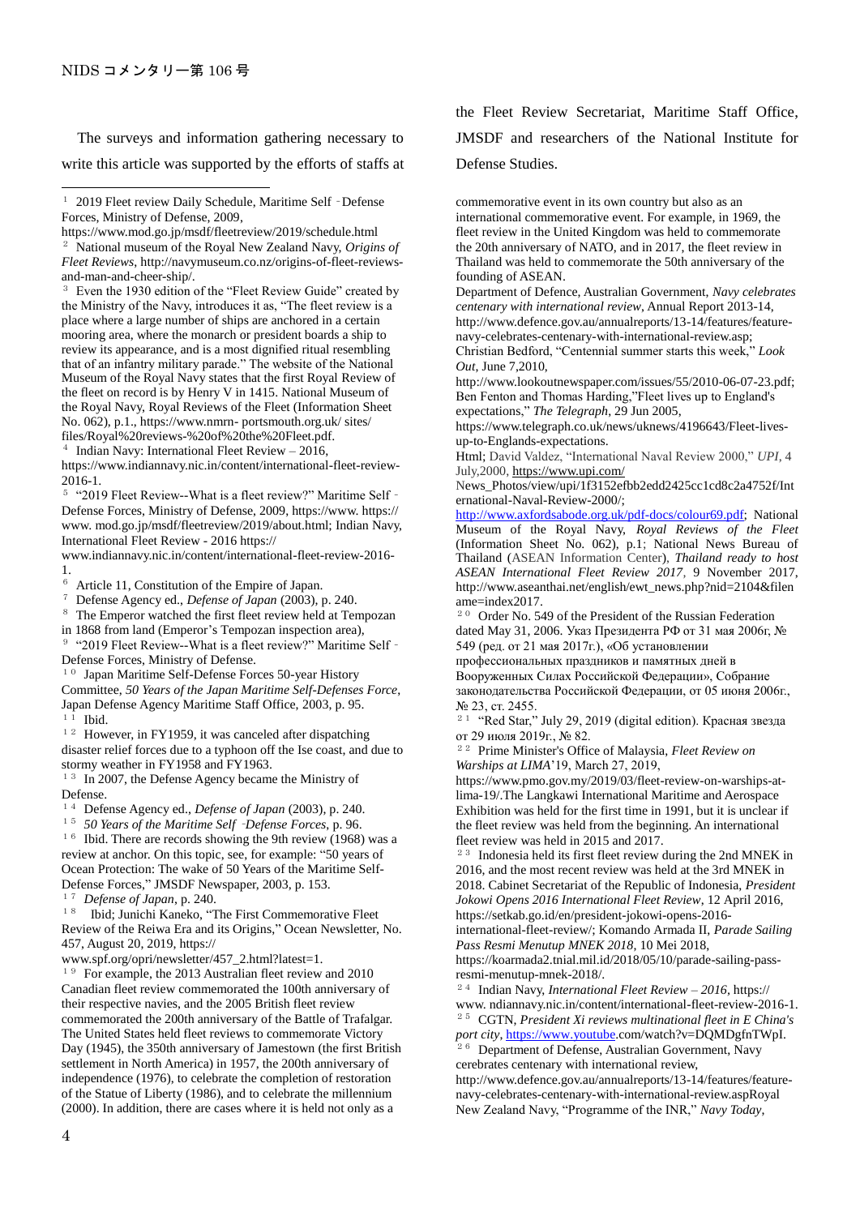The surveys and information gathering necessary to write this article was supported by the efforts of staffs at the Fleet Review Secretariat, Maritime Staff Office, JMSDF and researchers of the National Institute for Defense Studies.

---

[1] 2019 Fleet review Daily Schedule, Maritime Self -Defense Forces, Ministry of Defense, 2009, https://www.mod.go.jp/msdf/fleetreview/2019/schedule.html

[2] National museum of the Royal New Zealand Navy, *Origins of Fleet Reviews*, http://navymuseum.co.nz/origins-of-fleet-reviews-and-man-and-cheer-ship/.

[3] Even the 1930 edition of the "Fleet Review Guide" created by the Ministry of the Navy, introduces it as, "The fleet review is a place where a large number of ships are anchored in a certain mooring area, where the monarch or president boards a ship to review its appearance, and is a most dignified ritual resembling that of an infantry military parade." The website of the National Museum of the Royal Navy states that the first Royal Review of the fleet on record is by Henry V in 1415. National Museum of the Royal Navy, Royal Reviews of the Fleet (Information Sheet No. 062), p.1., https://www.nmrn- portsmouth.org.uk/ sites/ files/Royal%20reviews-%20of%20the%20Fleet.pdf.

[4] Indian Navy: International Fleet Review – 2016, https://www.indiannavy.nic.in/content/international-fleet-review-2016-1.

[5] "2019 Fleet Review--What is a fleet review?" Maritime Self - Defense Forces, Ministry of Defense, 2009, https://www. https:// www. mod.go.jp/msdf/fleetreview/2019/about.html; Indian Navy, International Fleet Review - 2016 https:// www.indiannavy.nic.in/content/international-fleet-review-2016-1.

[6] Article 11, Constitution of the Empire of Japan.

[7] Defense Agency ed., *Defense of Japan* (2003), p. 240.

[8] The Emperor watched the first fleet review held at Tempozan in 1868 from land (Emperor's Tempozan inspection area),

[9] "2019 Fleet Review--What is a fleet review?" Maritime Self - Defense Forces, Ministry of Defense.

[10] Japan Maritime Self-Defense Forces 50-year History Committee, *50 Years of the Japan Maritime Self-Defenses Force*, Japan Defense Agency Maritime Staff Office, 2003, p. 95.

[11] Ibid.

[12] However, in FY1959, it was canceled after dispatching disaster relief forces due to a typhoon off the Ise coast, and due to stormy weather in FY1958 and FY1963.

[13] In 2007, the Defense Agency became the Ministry of Defense.

[14] Defense Agency ed., *Defense of Japan* (2003), p. 240.

[15] *50 Years of the Maritime Self -Defense Forces*, p. 96.

[16] Ibid. There are records showing the 9th review (1968) was a review at anchor. On this topic, see, for example: "50 years of Ocean Protection: The wake of 50 Years of the Maritime Self-Defense Forces," JMSDF Newspaper, 2003, p. 153.

[17] *Defense of Japan*, p. 240.

[18] Ibid; Junichi Kaneko, "The First Commemorative Fleet Review of the Reiwa Era and its Origins," Ocean Newsletter, No. 457, August 20, 2019, https:// www.spf.org/opri/newsletter/457_2.html?latest=1.

[19] For example, the 2013 Australian fleet review and 2010 Canadian fleet review commemorated the 100th anniversary of their respective navies, and the 2005 British fleet review commemorated the 200th anniversary of the Battle of Trafalgar. The United States held fleet reviews to commemorate Victory Day (1945), the 350th anniversary of Jamestown (the first British settlement in North America) in 1957, the 200th anniversary of independence (1976), to celebrate the completion of restoration of the Statue of Liberty (1986), and to celebrate the millennium (2000). In addition, there are cases where it is held not only as a commemorative event in its own country but also as an international commemorative event. For example, in 1969, the fleet review in the United Kingdom was held to commemorate the 20th anniversary of NATO, and in 2017, the fleet review in Thailand was held to commemorate the 50th anniversary of the founding of ASEAN.
Department of Defence, Australian Government, *Navy celebrates centenary with international review*, Annual Report 2013-14, http://www.defence.gov.au/annualreports/13-14/features/feature-navy-celebrates-centenary-with-international-review.asp; Christian Bedford, "Centennial summer starts this week," *Look Out*, June 7,2010, http://www.lookoutnewspaper.com/issues/55/2010-06-07-23.pdf; Ben Fenton and Thomas Harding,"Fleet lives up to England's expectations," *The Telegraph*, 29 Jun 2005, https://www.telegraph.co.uk/news/uknews/4196643/Fleet-lives-up-to-Englands-expectations.
Html; David Valdez, "International Naval Review 2000," *UPI*, 4 July,2000, https://www.upi.com/ News_Photos/view/upi/1f3152efbb2edd2425cc1cd8c2a4752f/International-Naval-Review-2000/;
http://www.axfordsabode.org.uk/pdf-docs/colour69.pdf; National Museum of the Royal Navy, *Royal Reviews of the Fleet* (Information Sheet No. 062), p.1; National News Bureau of Thailand (ASEAN Information Center), *Thailand ready to host ASEAN International Fleet Review 2017*, 9 November 2017, http://www.aseanthai.net/english/ewt_news.php?nid=2104&filename=index2017.

[20] Order No. 549 of the President of the Russian Federation dated May 31, 2006. Указ Президента РФ от 31 мая 2006г, № 549 (ред. от 21 мая 2017г.), «Об установлении профессиональных праздников и памятных дней в Вооруженных Силах Российской Федерации», Собрание законодательства Российской Федерации, от 05 июня 2006г., № 23, ст. 2455.

[21] "Red Star," July 29, 2019 (digital edition). Красная звезда от 29 июля 2019г., № 82.

[22] Prime Minister's Office of Malaysia, *Fleet Review on Warships at LIMA*'19, March 27, 2019, https://www.pmo.gov.my/2019/03/fleet-review-on-warships-at-lima-19/.The Langkawi International Maritime and Aerospace Exhibition was held for the first time in 1991, but it is unclear if the fleet review was held from the beginning. An international fleet review was held in 2015 and 2017.

[23] Indonesia held its first fleet review during the 2nd MNEK in 2016, and the most recent review was held at the 3rd MNEK in 2018. Cabinet Secretariat of the Republic of Indonesia, *President Jokowi Opens 2016 International Fleet Review*, 12 April 2016, https://setkab.go.id/en/president-jokowi-opens-2016-international-fleet-review/; Komando Armada II, *Parade Sailing Pass Resmi Menutup MNEK 2018*, 10 Mei 2018, https://koarmada2.tnial.mil.id/2018/05/10/parade-sailing-pass-resmi-menutup-mnek-2018/.

[24] Indian Navy, *International Fleet Review – 2016*, https:// www. ndiannavy.nic.in/content/international-fleet-review-2016-1.

[25] CGTN, *President Xi reviews multinational fleet in E China's port city*, https://www.youtube.com/watch?v=DQMDgfnTWpI.

[26] Department of Defense, Australian Government, Navy cerebrates centenary with international review, http://www.defence.gov.au/annualreports/13-14/features/feature-navy-celebrates-centenary-with-international-review.aspRoyal New Zealand Navy, "Programme of the INR," *Navy Today*,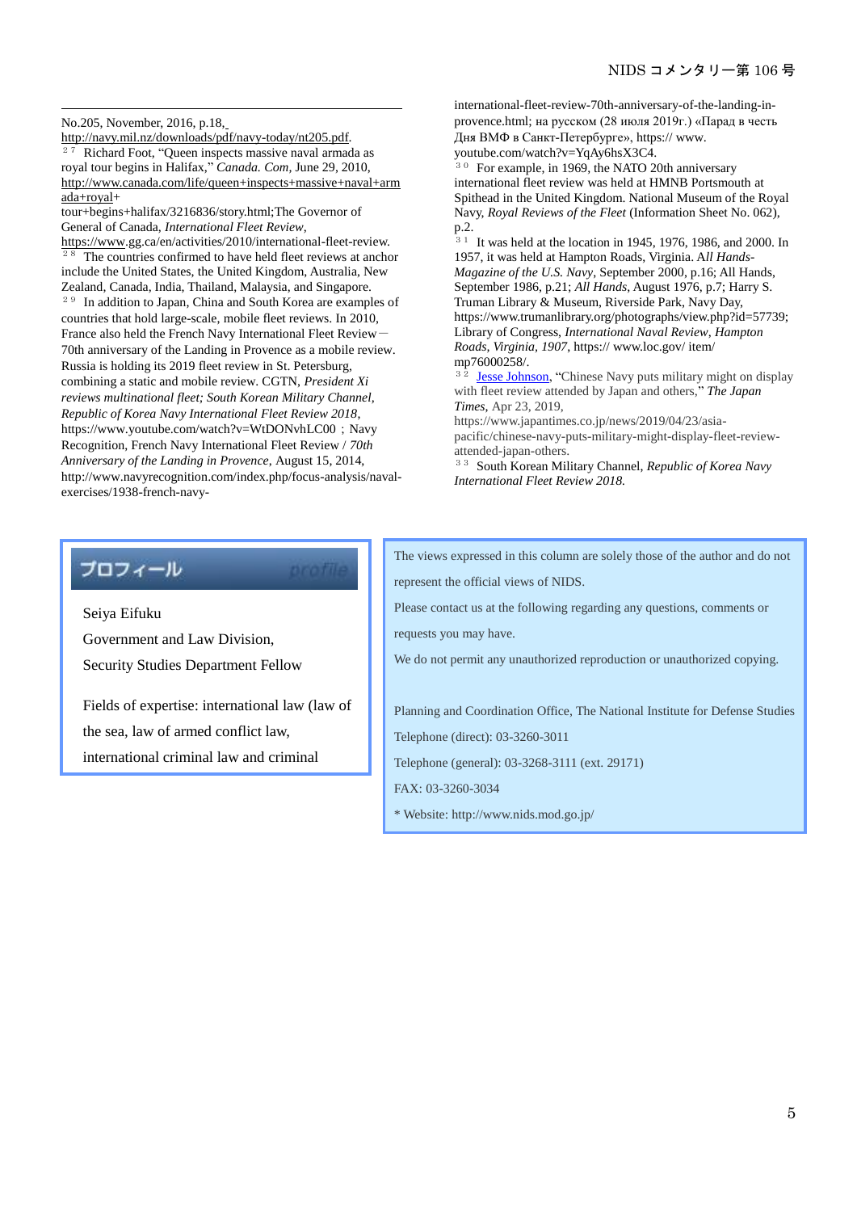No.205, November, 2016, p.18, http://navy.mil.nz/downloads/pdf/navy-today/nt205.pdf.

[27] Richard Foot, "Queen inspects massive naval armada as royal tour begins in Halifax," *Canada. Com*, June 29, 2010, http://www.canada.com/life/queen+inspects+massive+naval+armada+royal+tour+begins+halifax/3216836/story.html;The Governor of General of Canada, *International Fleet Review*, https://www.gg.ca/en/activities/2010/international-fleet-review.

[28] The countries confirmed to have held fleet reviews at anchor include the United States, the United Kingdom, Australia, New Zealand, Canada, India, Thailand, Malaysia, and Singapore.

[29] In addition to Japan, China and South Korea are examples of countries that hold large-scale, mobile fleet reviews. In 2010, France also held the French Navy International Fleet Review－70th anniversary of the Landing in Provence as a mobile review. Russia is holding its 2019 fleet review in St. Petersburg, combining a static and mobile review. CGTN, *President Xi reviews multinational fleet; South Korean Military Channel, Republic of Korea Navy International Fleet Review 2018*, https://www.youtube.com/watch?v=WtDONvhLC00；Navy Recognition, French Navy International Fleet Review / *70th Anniversary of the Landing in Provence*, August 15, 2014, http://www.navyrecognition.com/index.php/focus-analysis/naval-exercises/1938-french-navy-international-fleet-review-70th-anniversary-of-the-landing-in-provence.html; на русском (28 июля 2019г.) «Парад в честь Дня ВМФ в Санкт-Петербурге», https:// www.youtube.com/watch?v=YqAy6hsX3C4.

[30] For example, in 1969, the NATO 20th anniversary international fleet review was held at HMNB Portsmouth at Spithead in the United Kingdom. National Museum of the Royal Navy, *Royal Reviews of the Fleet* (Information Sheet No. 062), p.2.

[31] It was held at the location in 1945, 1976, 1986, and 2000. In 1957, it was held at Hampton Roads, Virginia. A*ll Hands-Magazine of the U.S. Navy*, September 2000, p.16; All Hands, September 1986, p.21; *All Hands*, August 1976, p.7; Harry S. Truman Library & Museum, Riverside Park, Navy Day, https://www.trumanlibrary.org/photographs/view.php?id=57739; Library of Congress, *International Naval Review, Hampton Roads, Virginia, 1907*, https:// www.loc.gov/ item/ mp76000258/.

[32] Jesse Johnson, "Chinese Navy puts military might on display with fleet review attended by Japan and others," *The Japan Times*, Apr 23, 2019, https://www.japantimes.co.jp/news/2019/04/23/asia-pacific/chinese-navy-puts-military-might-display-fleet-review-attended-japan-others.

[33] South Korean Military Channel, *Republic of Korea Navy International Fleet Review 2018.*

**プロフィール** profile

Seiya Eifuku
Government and Law Division,
Security Studies Department Fellow

Fields of expertise: international law (law of the sea, law of armed conflict law, international criminal law and criminal

The views expressed in this column are solely those of the author and do not represent the official views of NIDS.

Please contact us at the following regarding any questions, comments or requests you may have.

We do not permit any unauthorized reproduction or unauthorized copying.

Planning and Coordination Office, The National Institute for Defense Studies

Telephone (direct): 03-3260-3011

Telephone (general): 03-3268-3111 (ext. 29171)

FAX: 03-3260-3034

\* Website: http://www.nids.mod.go.jp/